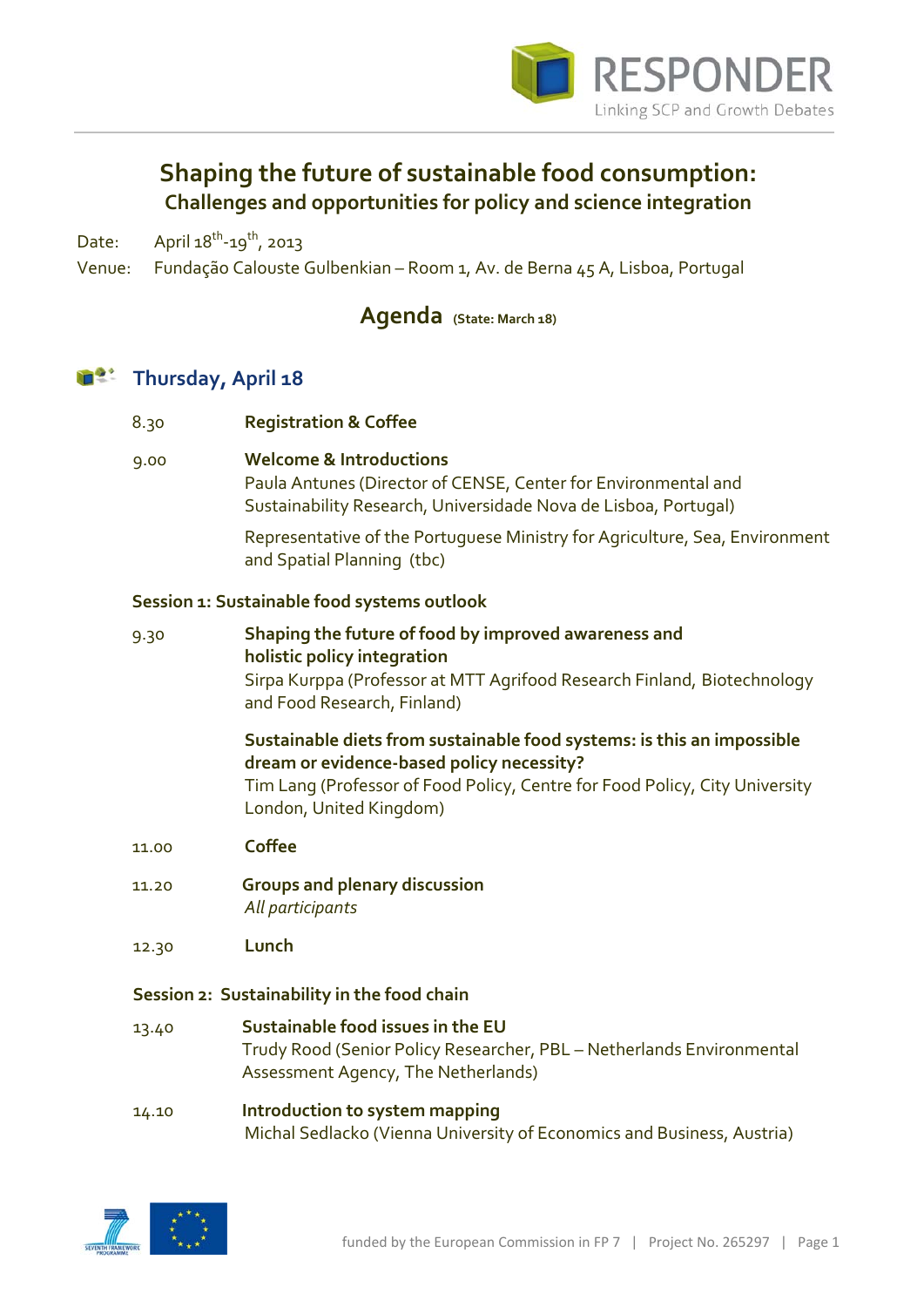RESPONDER
Linking SCP and Growth Debates

# Shaping the future of sustainable food consumption:
## Challenges and opportunities for policy and science integration

Date: April 18th-19th, 2013
Venue: Fundação Calouste Gulbenkian – Room 1, Av. de Berna 45 A, Lisboa, Portugal

## Agenda (State: March 18)

### Thursday, April 18

8.30 **Registration & Coffee**

9.00 **Welcome & Introductions**
Paula Antunes (Director of CENSE, Center for Environmental and Sustainability Research, Universidade Nova de Lisboa, Portugal)

Representative of the Portuguese Ministry for Agriculture, Sea, Environment and Spatial Planning (tbc)

**Session 1: Sustainable food systems outlook**

9.30 **Shaping the future of food by improved awareness and holistic policy integration**
Sirpa Kurppa (Professor at MTT Agrifood Research Finland, Biotechnology and Food Research, Finland)

**Sustainable diets from sustainable food systems: is this an impossible dream or evidence-based policy necessity?**
Tim Lang (Professor of Food Policy, Centre for Food Policy, City University London, United Kingdom)

11.00 **Coffee**

11.20 **Groups and plenary discussion**
*All participants*

12.30 **Lunch**

**Session 2: Sustainability in the food chain**

13.40 **Sustainable food issues in the EU**
Trudy Rood (Senior Policy Researcher, PBL – Netherlands Environmental Assessment Agency, The Netherlands)

14.10 **Introduction to system mapping**
Michal Sedlacko (Vienna University of Economics and Business, Austria)

funded by the European Commission in FP 7 | Project No. 265297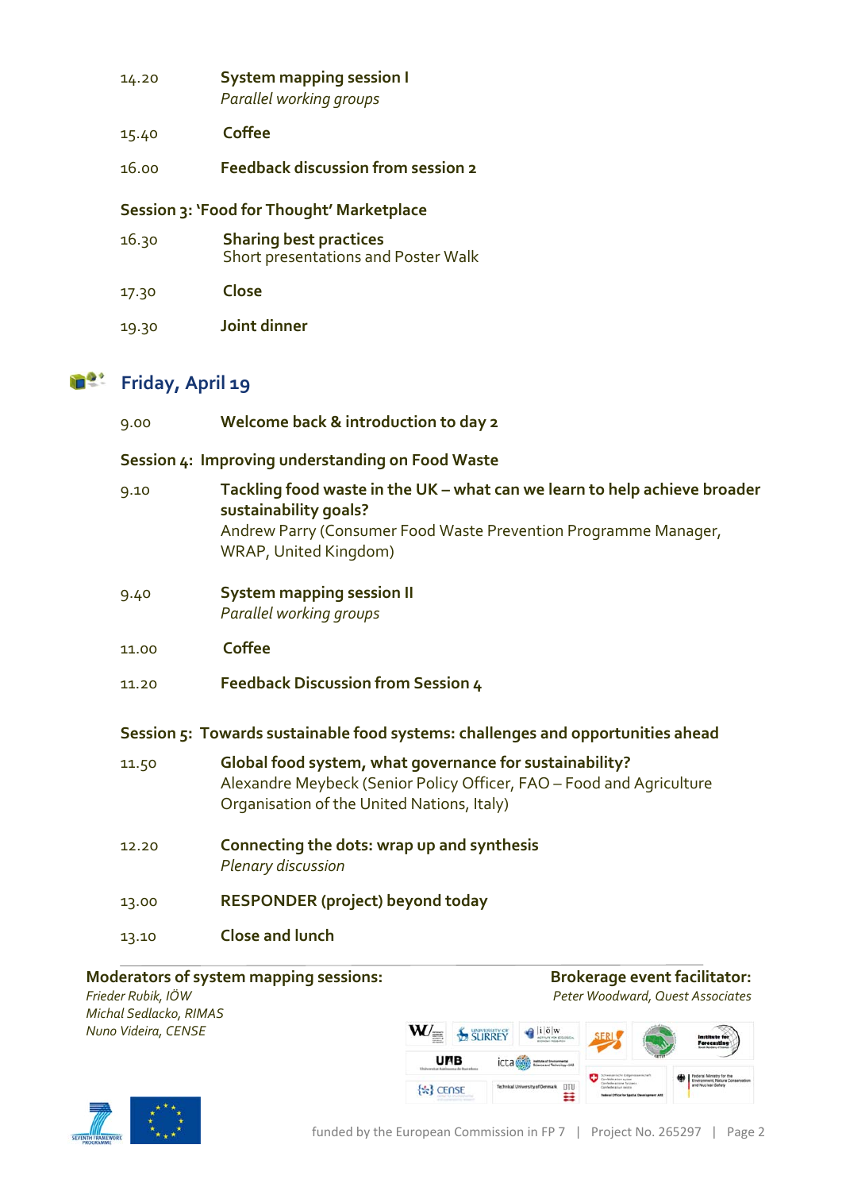14.20 **System mapping session I**
*Parallel working groups*

15.40 **Coffee**

16.00 **Feedback discussion from session 2**

**Session 3: 'Food for Thought' Marketplace**

16.30 **Sharing best practices**
Short presentations and Poster Walk

17.30 **Close**

19.30 **Joint dinner**

## Friday, April 19

9.00 **Welcome back & introduction to day 2**

**Session 4: Improving understanding on Food Waste**

9.10 **Tackling food waste in the UK – what can we learn to help achieve broader sustainability goals?**
Andrew Parry (Consumer Food Waste Prevention Programme Manager, WRAP, United Kingdom)

9.40 **System mapping session II**
*Parallel working groups*

11.00 **Coffee**

11.20 **Feedback Discussion from Session 4**

**Session 5: Towards sustainable food systems: challenges and opportunities ahead**

11.50 **Global food system, what governance for sustainability?**
Alexandre Meybeck (Senior Policy Officer, FAO – Food and Agriculture Organisation of the United Nations, Italy)

12.20 **Connecting the dots: wrap up and synthesis**
*Plenary discussion*

13.00 **RESPONDER (project) beyond today**

13.10 **Close and lunch**

**Moderators of system mapping sessions:**
*Frieder Rubik, IÖW*
*Michal Sedlacko, RIMAS*
*Nuno Videira, CENSE*

**Brokerage event facilitator:**
*Peter Woodward, Quest Associates*

funded by the European Commission in FP 7 | Project No. 265297